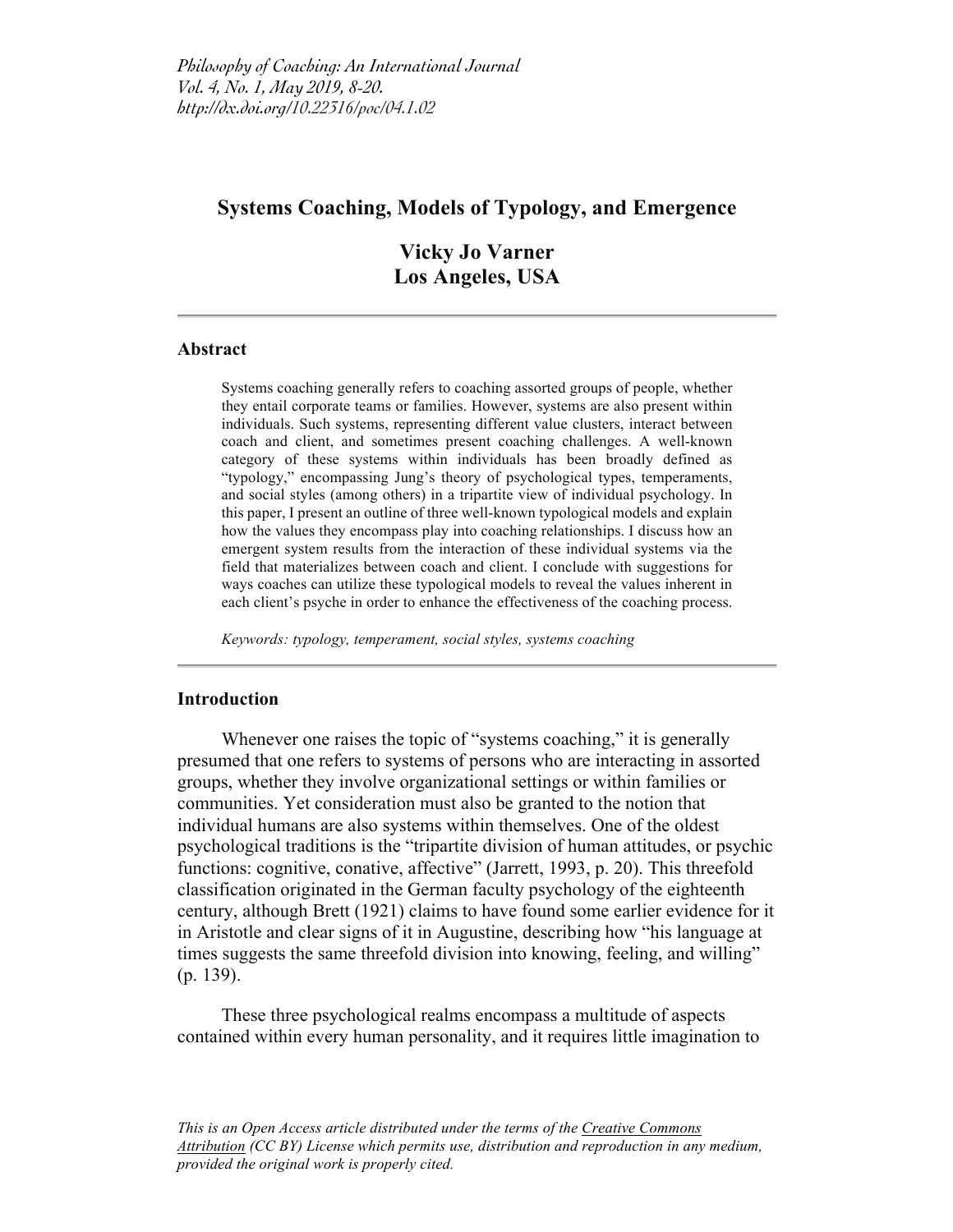# Systems Coaching, Models of Typology, and Emergence

**Vicky Jo Varner**
**Los Angeles, USA**

---

## Abstract

Systems coaching generally refers to coaching assorted groups of people, whether they entail corporate teams or families. However, systems are also present within individuals. Such systems, representing different value clusters, interact between coach and client, and sometimes present coaching challenges. A well-known category of these systems within individuals has been broadly defined as "typology," encompassing Jung's theory of psychological types, temperaments, and social styles (among others) in a tripartite view of individual psychology. In this paper, I present an outline of three well-known typological models and explain how the values they encompass play into coaching relationships. I discuss how an emergent system results from the interaction of these individual systems via the field that materializes between coach and client. I conclude with suggestions for ways coaches can utilize these typological models to reveal the values inherent in each client's psyche in order to enhance the effectiveness of the coaching process.

*Keywords: typology, temperament, social styles, systems coaching*

---

## Introduction

Whenever one raises the topic of "systems coaching," it is generally presumed that one refers to systems of persons who are interacting in assorted groups, whether they involve organizational settings or within families or communities. Yet consideration must also be granted to the notion that individual humans are also systems within themselves. One of the oldest psychological traditions is the "tripartite division of human attitudes, or psychic functions: cognitive, conative, affective" (Jarrett, 1993, p. 20). This threefold classification originated in the German faculty psychology of the eighteenth century, although Brett (1921) claims to have found some earlier evidence for it in Aristotle and clear signs of it in Augustine, describing how "his language at times suggests the same threefold division into knowing, feeling, and willing" (p. 139).

These three psychological realms encompass a multitude of aspects contained within every human personality, and it requires little imagination to

*This is an Open Access article distributed under the terms of the Creative Commons Attribution (CC BY) License which permits use, distribution and reproduction in any medium, provided the original work is properly cited.*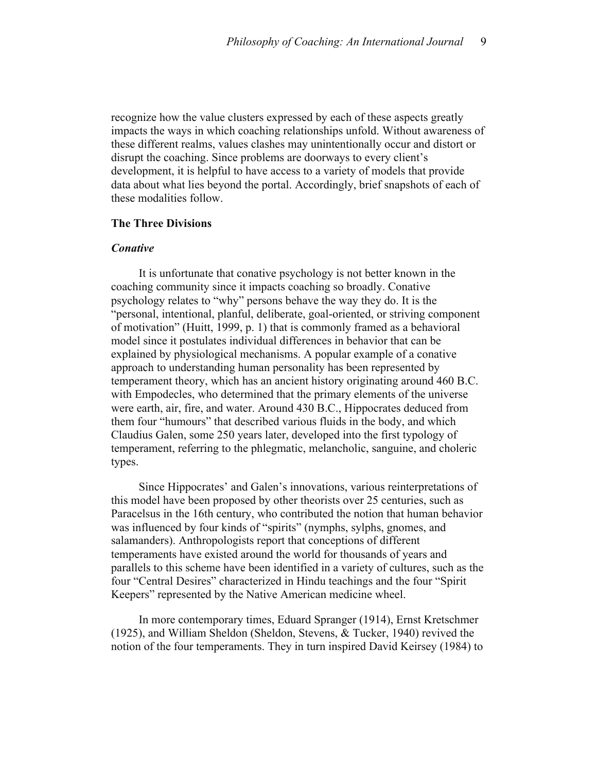recognize how the value clusters expressed by each of these aspects greatly impacts the ways in which coaching relationships unfold. Without awareness of these different realms, values clashes may unintentionally occur and distort or disrupt the coaching. Since problems are doorways to every client's development, it is helpful to have access to a variety of models that provide data about what lies beyond the portal. Accordingly, brief snapshots of each of these modalities follow.

## The Three Divisions

### *Conative*

It is unfortunate that conative psychology is not better known in the coaching community since it impacts coaching so broadly. Conative psychology relates to "why" persons behave the way they do. It is the "personal, intentional, planful, deliberate, goal-oriented, or striving component of motivation" (Huitt, 1999, p. 1) that is commonly framed as a behavioral model since it postulates individual differences in behavior that can be explained by physiological mechanisms. A popular example of a conative approach to understanding human personality has been represented by temperament theory, which has an ancient history originating around 460 B.C. with Empodecles, who determined that the primary elements of the universe were earth, air, fire, and water. Around 430 B.C., Hippocrates deduced from them four "humours" that described various fluids in the body, and which Claudius Galen, some 250 years later, developed into the first typology of temperament, referring to the phlegmatic, melancholic, sanguine, and choleric types.

Since Hippocrates' and Galen's innovations, various reinterpretations of this model have been proposed by other theorists over 25 centuries, such as Paracelsus in the 16th century, who contributed the notion that human behavior was influenced by four kinds of "spirits" (nymphs, sylphs, gnomes, and salamanders). Anthropologists report that conceptions of different temperaments have existed around the world for thousands of years and parallels to this scheme have been identified in a variety of cultures, such as the four "Central Desires" characterized in Hindu teachings and the four "Spirit Keepers" represented by the Native American medicine wheel.

In more contemporary times, Eduard Spranger (1914), Ernst Kretschmer (1925), and William Sheldon (Sheldon, Stevens, & Tucker, 1940) revived the notion of the four temperaments. They in turn inspired David Keirsey (1984) to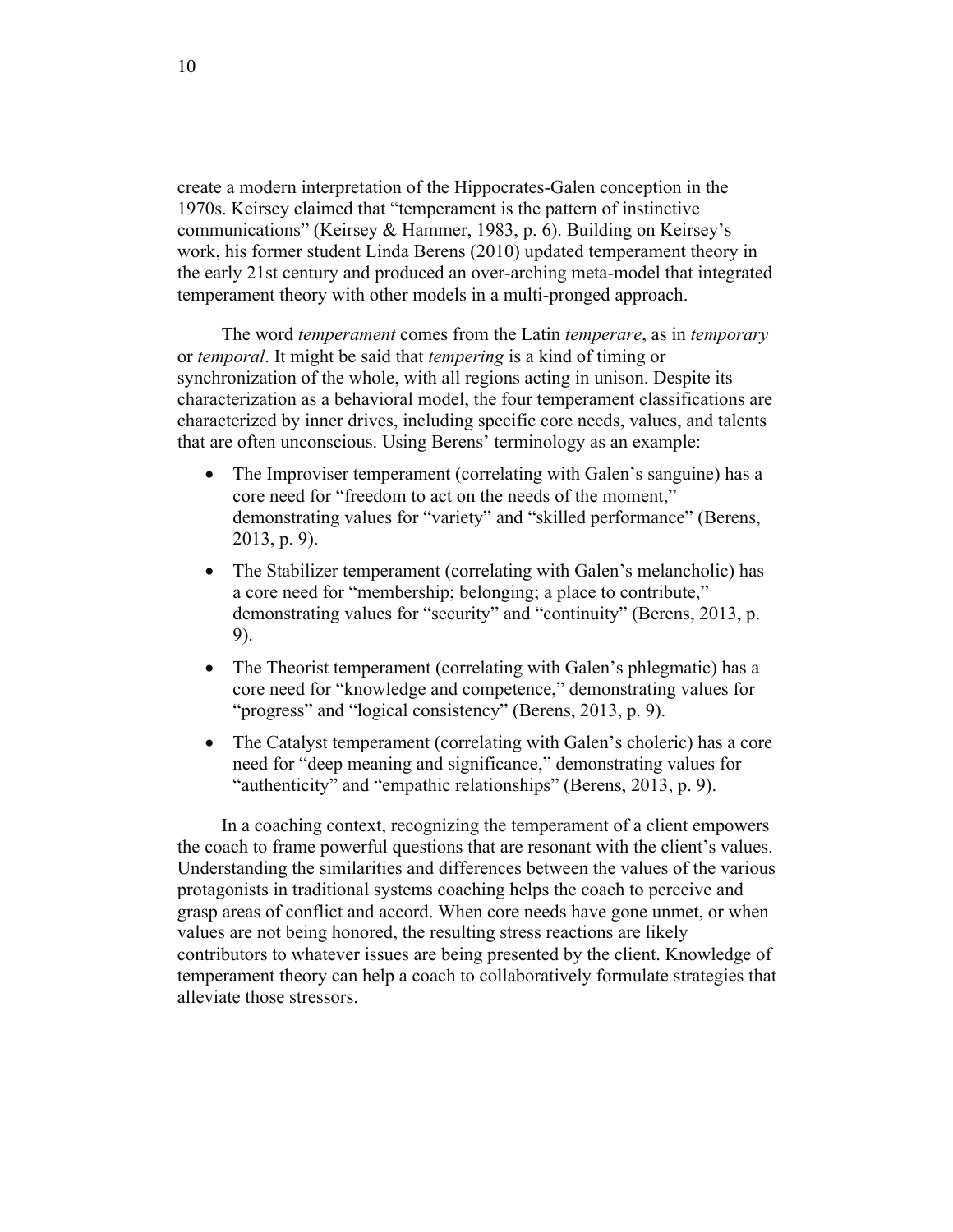create a modern interpretation of the Hippocrates-Galen conception in the 1970s. Keirsey claimed that "temperament is the pattern of instinctive communications" (Keirsey & Hammer, 1983, p. 6). Building on Keirsey's work, his former student Linda Berens (2010) updated temperament theory in the early 21st century and produced an over-arching meta-model that integrated temperament theory with other models in a multi-pronged approach.

The word *temperament* comes from the Latin *temperare*, as in *temporary* or *temporal*. It might be said that *tempering* is a kind of timing or synchronization of the whole, with all regions acting in unison. Despite its characterization as a behavioral model, the four temperament classifications are characterized by inner drives, including specific core needs, values, and talents that are often unconscious. Using Berens' terminology as an example:

- The Improviser temperament (correlating with Galen's sanguine) has a core need for "freedom to act on the needs of the moment," demonstrating values for "variety" and "skilled performance" (Berens, 2013, p. 9).
- The Stabilizer temperament (correlating with Galen's melancholic) has a core need for "membership; belonging; a place to contribute," demonstrating values for "security" and "continuity" (Berens, 2013, p. 9).
- The Theorist temperament (correlating with Galen's phlegmatic) has a core need for "knowledge and competence," demonstrating values for "progress" and "logical consistency" (Berens, 2013, p. 9).
- The Catalyst temperament (correlating with Galen's choleric) has a core need for "deep meaning and significance," demonstrating values for "authenticity" and "empathic relationships" (Berens, 2013, p. 9).

In a coaching context, recognizing the temperament of a client empowers the coach to frame powerful questions that are resonant with the client's values. Understanding the similarities and differences between the values of the various protagonists in traditional systems coaching helps the coach to perceive and grasp areas of conflict and accord. When core needs have gone unmet, or when values are not being honored, the resulting stress reactions are likely contributors to whatever issues are being presented by the client. Knowledge of temperament theory can help a coach to collaboratively formulate strategies that alleviate those stressors.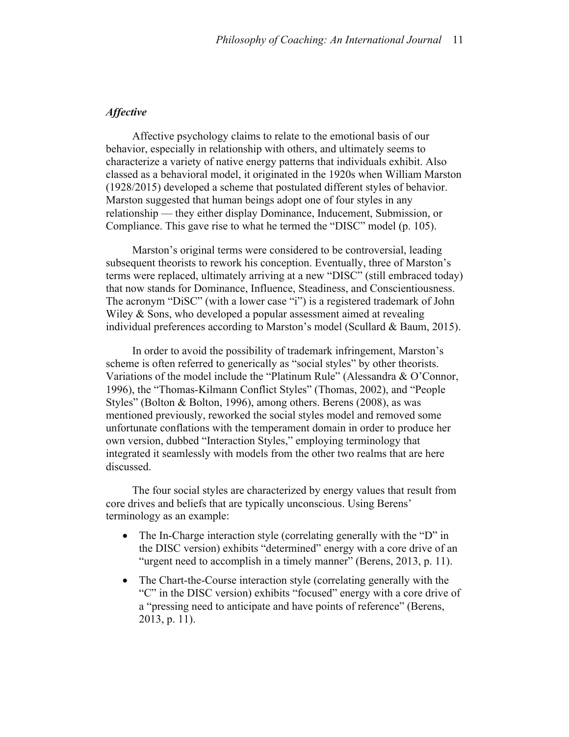### *Affective*

Affective psychology claims to relate to the emotional basis of our behavior, especially in relationship with others, and ultimately seems to characterize a variety of native energy patterns that individuals exhibit. Also classed as a behavioral model, it originated in the 1920s when William Marston (1928/2015) developed a scheme that postulated different styles of behavior. Marston suggested that human beings adopt one of four styles in any relationship — they either display Dominance, Inducement, Submission, or Compliance. This gave rise to what he termed the "DISC" model (p. 105).

Marston's original terms were considered to be controversial, leading subsequent theorists to rework his conception. Eventually, three of Marston's terms were replaced, ultimately arriving at a new "DISC" (still embraced today) that now stands for Dominance, Influence, Steadiness, and Conscientiousness. The acronym "DiSC" (with a lower case "i") is a registered trademark of John Wiley & Sons, who developed a popular assessment aimed at revealing individual preferences according to Marston's model (Scullard & Baum, 2015).

In order to avoid the possibility of trademark infringement, Marston's scheme is often referred to generically as "social styles" by other theorists. Variations of the model include the "Platinum Rule" (Alessandra & O'Connor, 1996), the "Thomas-Kilmann Conflict Styles" (Thomas, 2002), and "People Styles" (Bolton & Bolton, 1996), among others. Berens (2008), as was mentioned previously, reworked the social styles model and removed some unfortunate conflations with the temperament domain in order to produce her own version, dubbed "Interaction Styles," employing terminology that integrated it seamlessly with models from the other two realms that are here discussed.

The four social styles are characterized by energy values that result from core drives and beliefs that are typically unconscious. Using Berens' terminology as an example:

- The In-Charge interaction style (correlating generally with the "D" in the DISC version) exhibits "determined" energy with a core drive of an "urgent need to accomplish in a timely manner" (Berens, 2013, p. 11).
- The Chart-the-Course interaction style (correlating generally with the "C" in the DISC version) exhibits "focused" energy with a core drive of a "pressing need to anticipate and have points of reference" (Berens, 2013, p. 11).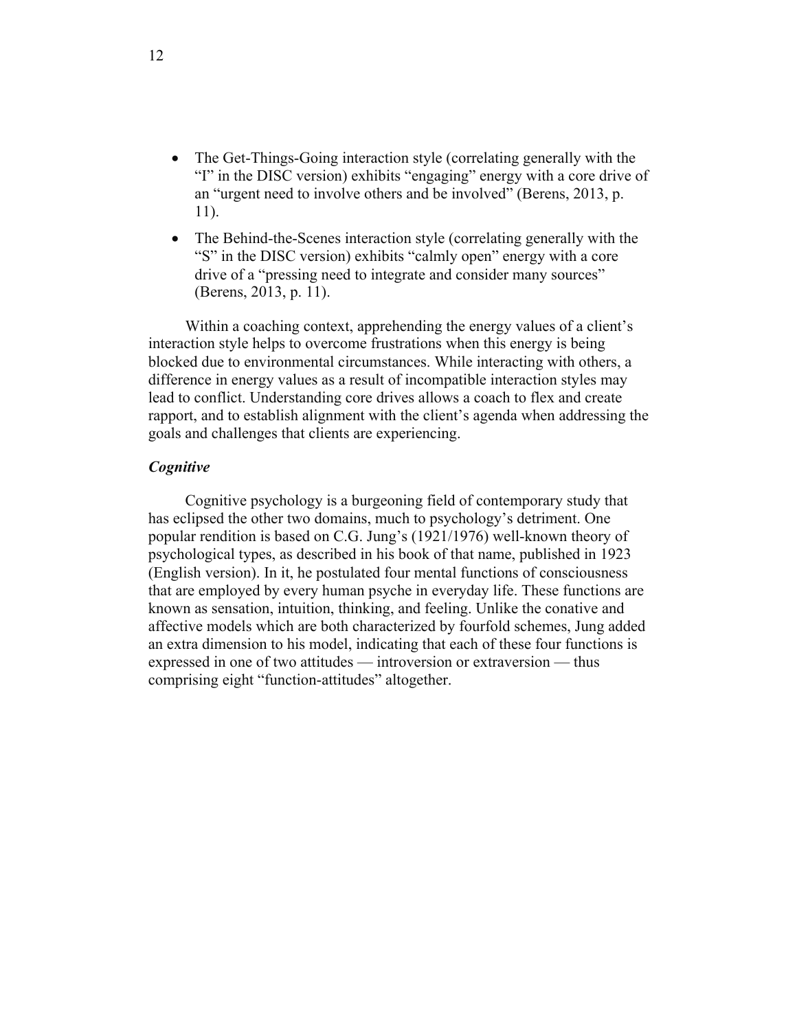- The Get-Things-Going interaction style (correlating generally with the "I" in the DISC version) exhibits "engaging" energy with a core drive of an "urgent need to involve others and be involved" (Berens, 2013, p. 11).
- The Behind-the-Scenes interaction style (correlating generally with the "S" in the DISC version) exhibits "calmly open" energy with a core drive of a "pressing need to integrate and consider many sources" (Berens, 2013, p. 11).

Within a coaching context, apprehending the energy values of a client's interaction style helps to overcome frustrations when this energy is being blocked due to environmental circumstances. While interacting with others, a difference in energy values as a result of incompatible interaction styles may lead to conflict. Understanding core drives allows a coach to flex and create rapport, and to establish alignment with the client's agenda when addressing the goals and challenges that clients are experiencing.

### *Cognitive*

Cognitive psychology is a burgeoning field of contemporary study that has eclipsed the other two domains, much to psychology's detriment. One popular rendition is based on C.G. Jung's (1921/1976) well-known theory of psychological types, as described in his book of that name, published in 1923 (English version). In it, he postulated four mental functions of consciousness that are employed by every human psyche in everyday life. These functions are known as sensation, intuition, thinking, and feeling. Unlike the conative and affective models which are both characterized by fourfold schemes, Jung added an extra dimension to his model, indicating that each of these four functions is expressed in one of two attitudes — introversion or extraversion — thus comprising eight "function-attitudes" altogether.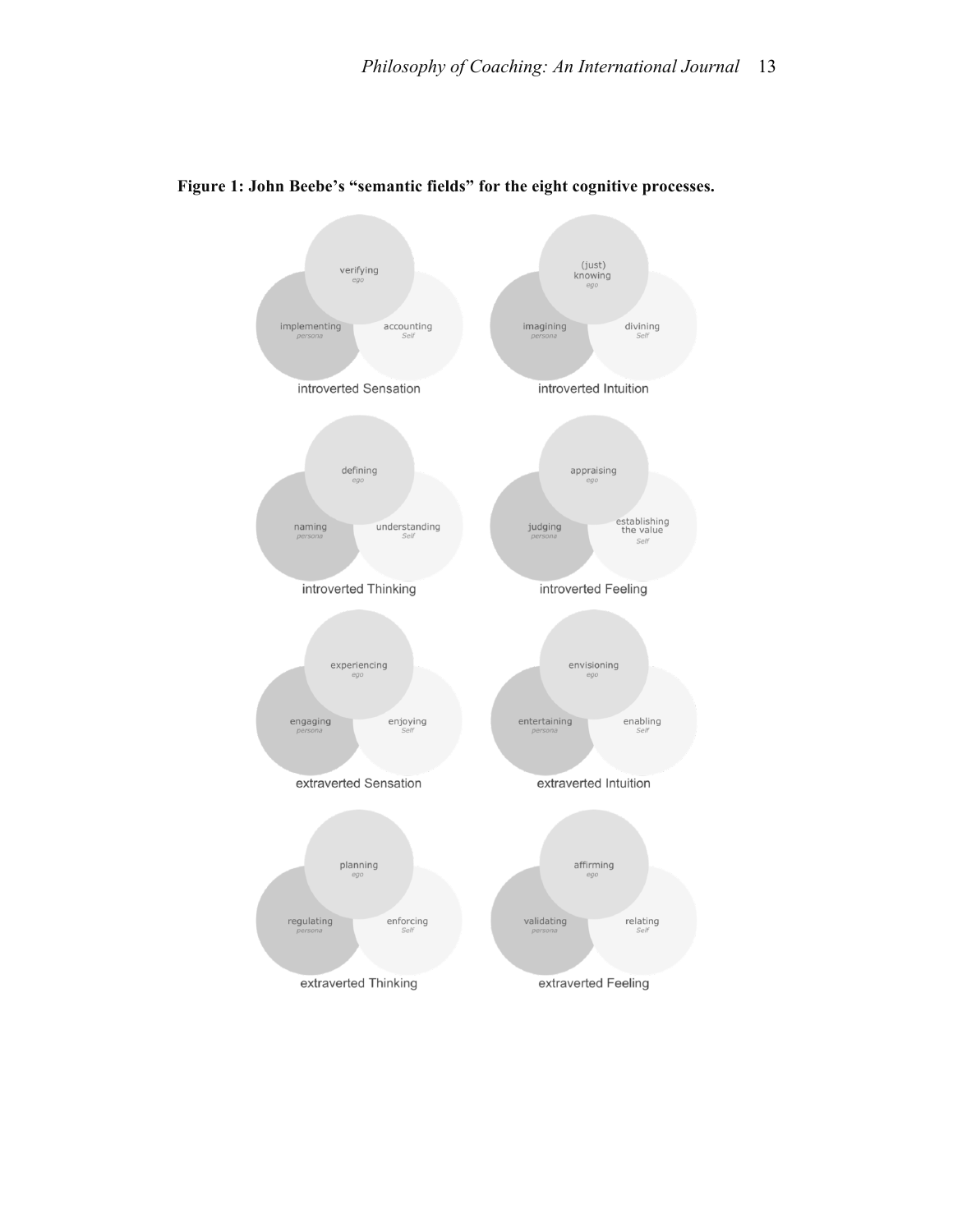**Figure 1: John Beebe's "semantic fields" for the eight cognitive processes.**

| Process | ego | persona | Self |
| --- | --- | --- | --- |
| introverted Sensation | verifying | implementing | accounting |
| introverted Intuition | (just) knowing | imagining | divining |
| introverted Thinking | defining | naming | understanding |
| introverted Feeling | appraising | judging | establishing the value |
| extraverted Sensation | experiencing | engaging | enjoying |
| extraverted Intuition | envisioning | entertaining | enabling |
| extraverted Thinking | planning | regulating | enforcing |
| extraverted Feeling | affirming | validating | relating |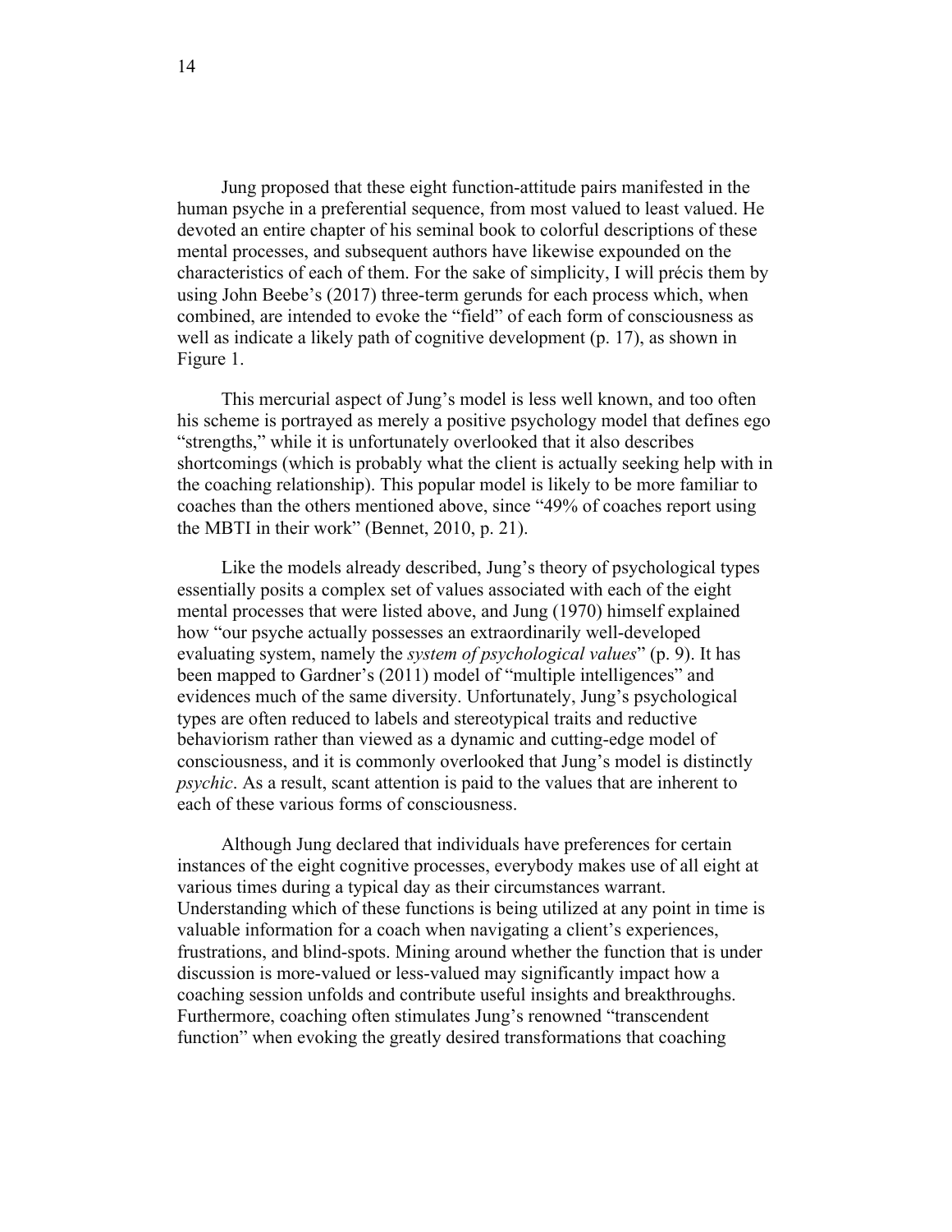Jung proposed that these eight function-attitude pairs manifested in the human psyche in a preferential sequence, from most valued to least valued. He devoted an entire chapter of his seminal book to colorful descriptions of these mental processes, and subsequent authors have likewise expounded on the characteristics of each of them. For the sake of simplicity, I will précis them by using John Beebe's (2017) three-term gerunds for each process which, when combined, are intended to evoke the "field" of each form of consciousness as well as indicate a likely path of cognitive development (p. 17), as shown in Figure 1.

This mercurial aspect of Jung's model is less well known, and too often his scheme is portrayed as merely a positive psychology model that defines ego "strengths," while it is unfortunately overlooked that it also describes shortcomings (which is probably what the client is actually seeking help with in the coaching relationship). This popular model is likely to be more familiar to coaches than the others mentioned above, since "49% of coaches report using the MBTI in their work" (Bennet, 2010, p. 21).

Like the models already described, Jung's theory of psychological types essentially posits a complex set of values associated with each of the eight mental processes that were listed above, and Jung (1970) himself explained how "our psyche actually possesses an extraordinarily well-developed evaluating system, namely the *system of psychological values*" (p. 9). It has been mapped to Gardner's (2011) model of "multiple intelligences" and evidences much of the same diversity. Unfortunately, Jung's psychological types are often reduced to labels and stereotypical traits and reductive behaviorism rather than viewed as a dynamic and cutting-edge model of consciousness, and it is commonly overlooked that Jung's model is distinctly *psychic*. As a result, scant attention is paid to the values that are inherent to each of these various forms of consciousness.

Although Jung declared that individuals have preferences for certain instances of the eight cognitive processes, everybody makes use of all eight at various times during a typical day as their circumstances warrant. Understanding which of these functions is being utilized at any point in time is valuable information for a coach when navigating a client's experiences, frustrations, and blind-spots. Mining around whether the function that is under discussion is more-valued or less-valued may significantly impact how a coaching session unfolds and contribute useful insights and breakthroughs. Furthermore, coaching often stimulates Jung's renowned "transcendent function" when evoking the greatly desired transformations that coaching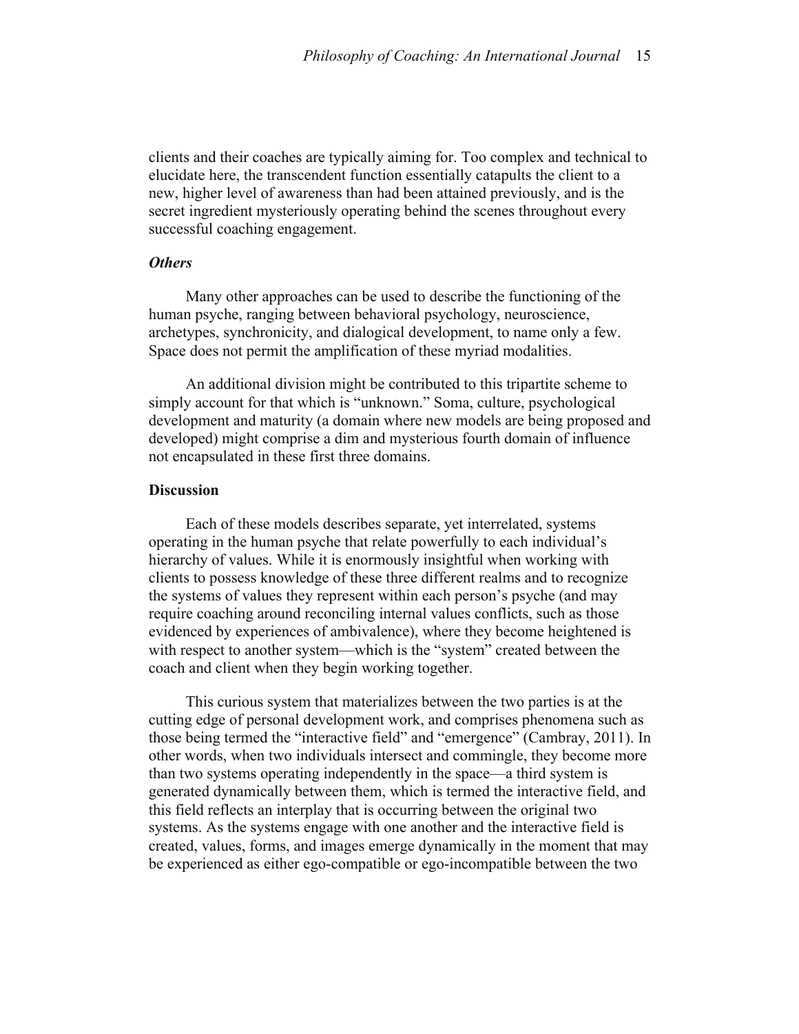clients and their coaches are typically aiming for. Too complex and technical to elucidate here, the transcendent function essentially catapults the client to a new, higher level of awareness than had been attained previously, and is the secret ingredient mysteriously operating behind the scenes throughout every successful coaching engagement.

### *Others*

Many other approaches can be used to describe the functioning of the human psyche, ranging between behavioral psychology, neuroscience, archetypes, synchronicity, and dialogical development, to name only a few. Space does not permit the amplification of these myriad modalities.

An additional division might be contributed to this tripartite scheme to simply account for that which is "unknown." Soma, culture, psychological development and maturity (a domain where new models are being proposed and developed) might comprise a dim and mysterious fourth domain of influence not encapsulated in these first three domains.

## **Discussion**

Each of these models describes separate, yet interrelated, systems operating in the human psyche that relate powerfully to each individual's hierarchy of values. While it is enormously insightful when working with clients to possess knowledge of these three different realms and to recognize the systems of values they represent within each person's psyche (and may require coaching around reconciling internal values conflicts, such as those evidenced by experiences of ambivalence), where they become heightened is with respect to another system—which is the "system" created between the coach and client when they begin working together.

This curious system that materializes between the two parties is at the cutting edge of personal development work, and comprises phenomena such as those being termed the "interactive field" and "emergence" (Cambray, 2011). In other words, when two individuals intersect and commingle, they become more than two systems operating independently in the space—a third system is generated dynamically between them, which is termed the interactive field, and this field reflects an interplay that is occurring between the original two systems. As the systems engage with one another and the interactive field is created, values, forms, and images emerge dynamically in the moment that may be experienced as either ego-compatible or ego-incompatible between the two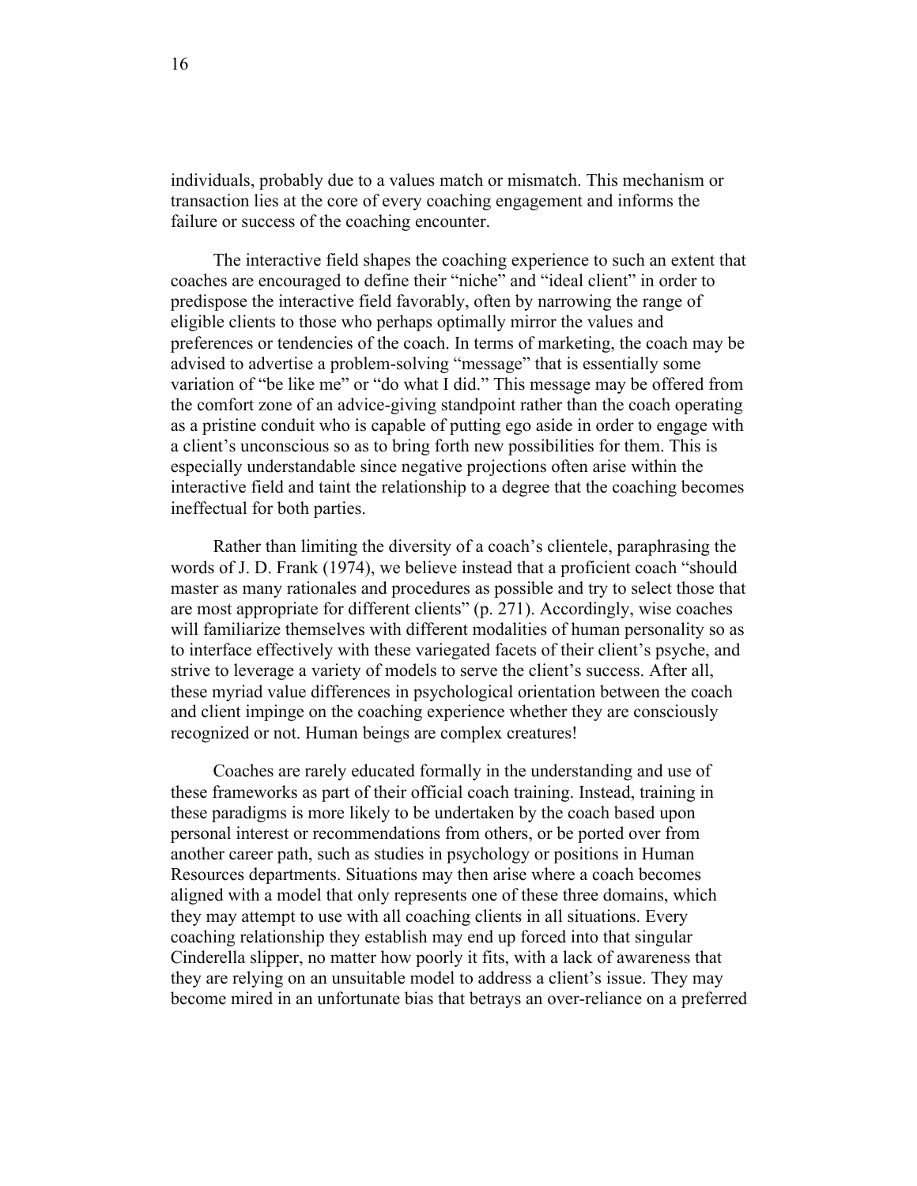individuals, probably due to a values match or mismatch. This mechanism or transaction lies at the core of every coaching engagement and informs the failure or success of the coaching encounter.

The interactive field shapes the coaching experience to such an extent that coaches are encouraged to define their "niche" and "ideal client" in order to predispose the interactive field favorably, often by narrowing the range of eligible clients to those who perhaps optimally mirror the values and preferences or tendencies of the coach. In terms of marketing, the coach may be advised to advertise a problem-solving "message" that is essentially some variation of "be like me" or "do what I did." This message may be offered from the comfort zone of an advice-giving standpoint rather than the coach operating as a pristine conduit who is capable of putting ego aside in order to engage with a client's unconscious so as to bring forth new possibilities for them. This is especially understandable since negative projections often arise within the interactive field and taint the relationship to a degree that the coaching becomes ineffectual for both parties.

Rather than limiting the diversity of a coach's clientele, paraphrasing the words of J. D. Frank (1974), we believe instead that a proficient coach "should master as many rationales and procedures as possible and try to select those that are most appropriate for different clients" (p. 271). Accordingly, wise coaches will familiarize themselves with different modalities of human personality so as to interface effectively with these variegated facets of their client's psyche, and strive to leverage a variety of models to serve the client's success. After all, these myriad value differences in psychological orientation between the coach and client impinge on the coaching experience whether they are consciously recognized or not. Human beings are complex creatures!

Coaches are rarely educated formally in the understanding and use of these frameworks as part of their official coach training. Instead, training in these paradigms is more likely to be undertaken by the coach based upon personal interest or recommendations from others, or be ported over from another career path, such as studies in psychology or positions in Human Resources departments. Situations may then arise where a coach becomes aligned with a model that only represents one of these three domains, which they may attempt to use with all coaching clients in all situations. Every coaching relationship they establish may end up forced into that singular Cinderella slipper, no matter how poorly it fits, with a lack of awareness that they are relying on an unsuitable model to address a client's issue. They may become mired in an unfortunate bias that betrays an over-reliance on a preferred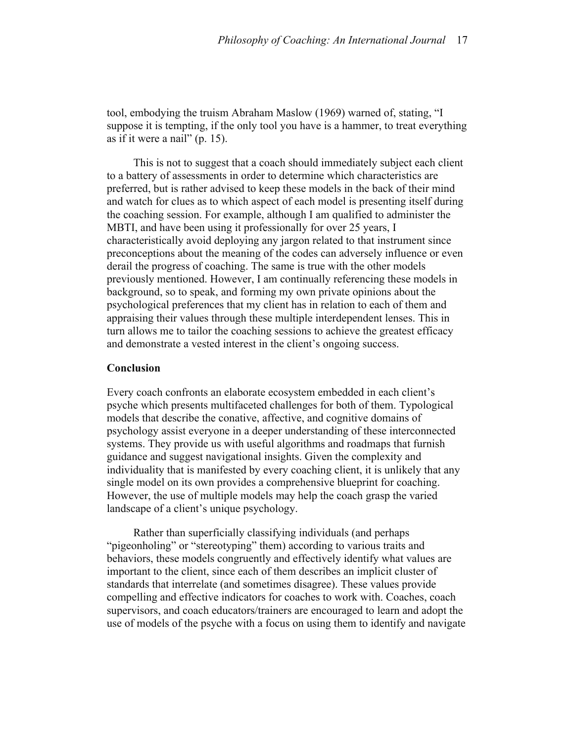tool, embodying the truism Abraham Maslow (1969) warned of, stating, "I suppose it is tempting, if the only tool you have is a hammer, to treat everything as if it were a nail" (p. 15).

This is not to suggest that a coach should immediately subject each client to a battery of assessments in order to determine which characteristics are preferred, but is rather advised to keep these models in the back of their mind and watch for clues as to which aspect of each model is presenting itself during the coaching session. For example, although I am qualified to administer the MBTI, and have been using it professionally for over 25 years, I characteristically avoid deploying any jargon related to that instrument since preconceptions about the meaning of the codes can adversely influence or even derail the progress of coaching. The same is true with the other models previously mentioned. However, I am continually referencing these models in background, so to speak, and forming my own private opinions about the psychological preferences that my client has in relation to each of them and appraising their values through these multiple interdependent lenses. This in turn allows me to tailor the coaching sessions to achieve the greatest efficacy and demonstrate a vested interest in the client's ongoing success.

## Conclusion

Every coach confronts an elaborate ecosystem embedded in each client's psyche which presents multifaceted challenges for both of them. Typological models that describe the conative, affective, and cognitive domains of psychology assist everyone in a deeper understanding of these interconnected systems. They provide us with useful algorithms and roadmaps that furnish guidance and suggest navigational insights. Given the complexity and individuality that is manifested by every coaching client, it is unlikely that any single model on its own provides a comprehensive blueprint for coaching. However, the use of multiple models may help the coach grasp the varied landscape of a client's unique psychology.

Rather than superficially classifying individuals (and perhaps "pigeonholing" or "stereotyping" them) according to various traits and behaviors, these models congruently and effectively identify what values are important to the client, since each of them describes an implicit cluster of standards that interrelate (and sometimes disagree). These values provide compelling and effective indicators for coaches to work with. Coaches, coach supervisors, and coach educators/trainers are encouraged to learn and adopt the use of models of the psyche with a focus on using them to identify and navigate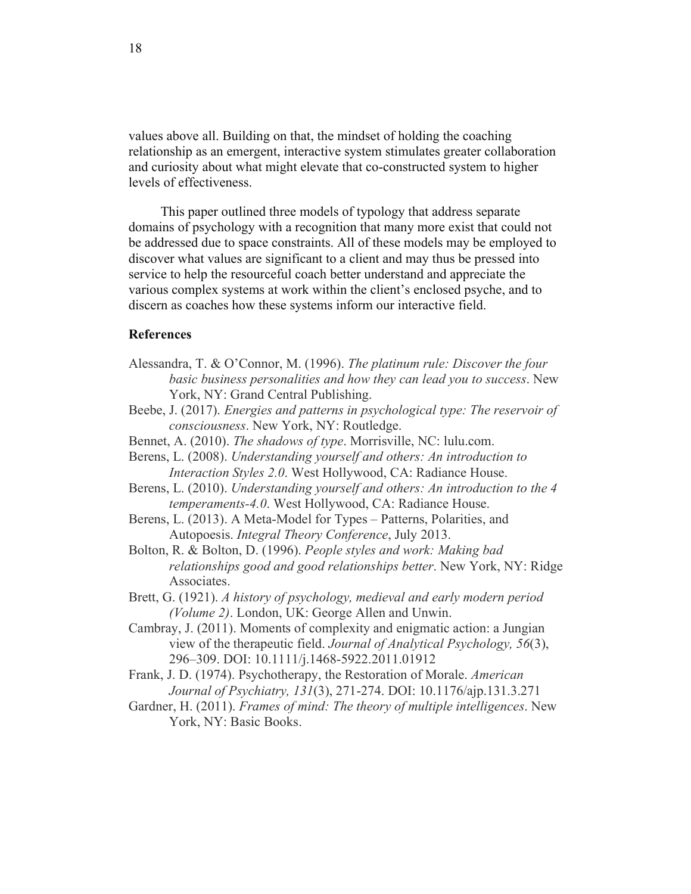values above all. Building on that, the mindset of holding the coaching relationship as an emergent, interactive system stimulates greater collaboration and curiosity about what might elevate that co-constructed system to higher levels of effectiveness.

This paper outlined three models of typology that address separate domains of psychology with a recognition that many more exist that could not be addressed due to space constraints. All of these models may be employed to discover what values are significant to a client and may thus be pressed into service to help the resourceful coach better understand and appreciate the various complex systems at work within the client's enclosed psyche, and to discern as coaches how these systems inform our interactive field.

## References

Alessandra, T. & O'Connor, M. (1996). *The platinum rule: Discover the four basic business personalities and how they can lead you to success*. New York, NY: Grand Central Publishing.

Beebe, J. (2017). *Energies and patterns in psychological type: The reservoir of consciousness*. New York, NY: Routledge.

Bennet, A. (2010). *The shadows of type*. Morrisville, NC: lulu.com.

Berens, L. (2008). *Understanding yourself and others: An introduction to Interaction Styles 2.0*. West Hollywood, CA: Radiance House.

Berens, L. (2010). *Understanding yourself and others: An introduction to the 4 temperaments-4.0*. West Hollywood, CA: Radiance House.

Berens, L. (2013). A Meta-Model for Types – Patterns, Polarities, and Autopoesis. *Integral Theory Conference*, July 2013.

Bolton, R. & Bolton, D. (1996). *People styles and work: Making bad relationships good and good relationships better*. New York, NY: Ridge Associates.

Brett, G. (1921). *A history of psychology, medieval and early modern period (Volume 2)*. London, UK: George Allen and Unwin.

Cambray, J. (2011). Moments of complexity and enigmatic action: a Jungian view of the therapeutic field. *Journal of Analytical Psychology, 56*(3), 296–309. DOI: 10.1111/j.1468-5922.2011.01912

Frank, J. D. (1974). Psychotherapy, the Restoration of Morale. *American Journal of Psychiatry, 131*(3), 271-274. DOI: 10.1176/ajp.131.3.271

Gardner, H. (2011). *Frames of mind: The theory of multiple intelligences*. New York, NY: Basic Books.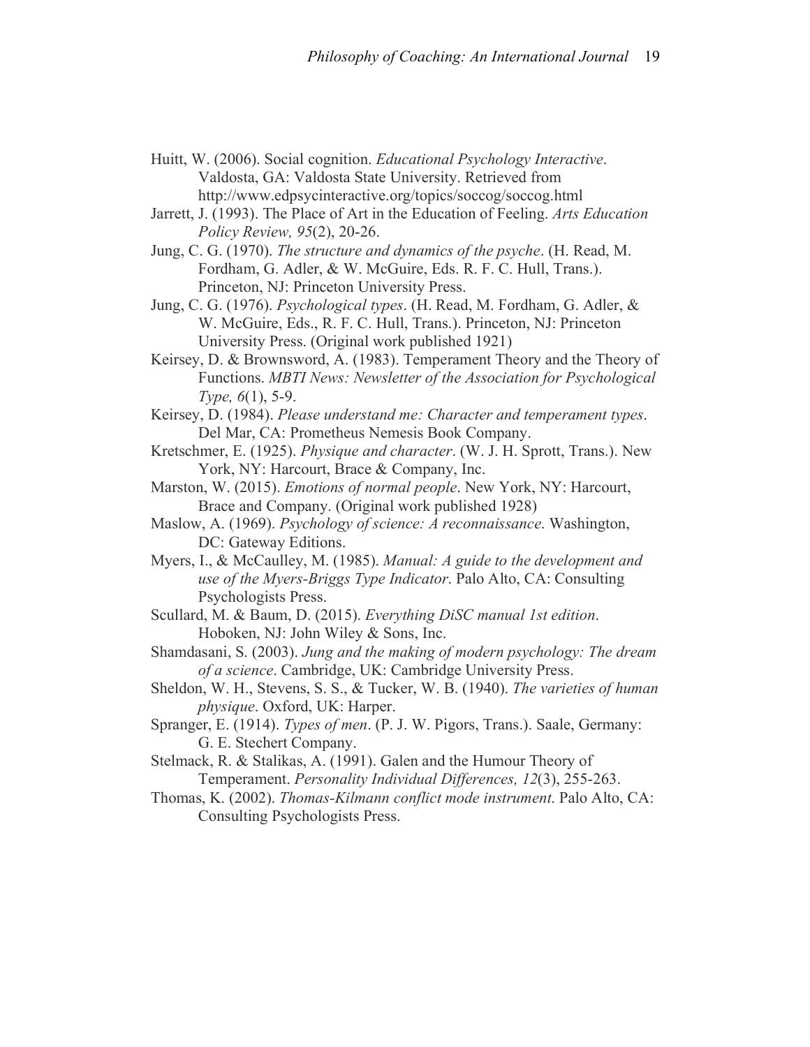Huitt, W. (2006). Social cognition. *Educational Psychology Interactive*. Valdosta, GA: Valdosta State University. Retrieved from http://www.edpsycinteractive.org/topics/soccog/soccog.html

Jarrett, J. (1993). The Place of Art in the Education of Feeling. *Arts Education Policy Review, 95*(2), 20-26.

Jung, C. G. (1970). *The structure and dynamics of the psyche*. (H. Read, M. Fordham, G. Adler, & W. McGuire, Eds. R. F. C. Hull, Trans.). Princeton, NJ: Princeton University Press.

Jung, C. G. (1976). *Psychological types*. (H. Read, M. Fordham, G. Adler, & W. McGuire, Eds., R. F. C. Hull, Trans.). Princeton, NJ: Princeton University Press. (Original work published 1921)

Keirsey, D. & Brownsword, A. (1983). Temperament Theory and the Theory of Functions. *MBTI News: Newsletter of the Association for Psychological Type, 6*(1), 5-9.

Keirsey, D. (1984). *Please understand me: Character and temperament types*. Del Mar, CA: Prometheus Nemesis Book Company.

Kretschmer, E. (1925). *Physique and character*. (W. J. H. Sprott, Trans.). New York, NY: Harcourt, Brace & Company, Inc.

Marston, W. (2015). *Emotions of normal people*. New York, NY: Harcourt, Brace and Company. (Original work published 1928)

Maslow, A. (1969). *Psychology of science: A reconnaissance*. Washington, DC: Gateway Editions.

Myers, I., & McCaulley, M. (1985). *Manual: A guide to the development and use of the Myers-Briggs Type Indicator*. Palo Alto, CA: Consulting Psychologists Press.

Scullard, M. & Baum, D. (2015). *Everything DiSC manual 1st edition*. Hoboken, NJ: John Wiley & Sons, Inc.

Shamdasani, S. (2003). *Jung and the making of modern psychology: The dream of a science*. Cambridge, UK: Cambridge University Press.

Sheldon, W. H., Stevens, S. S., & Tucker, W. B. (1940). *The varieties of human physique*. Oxford, UK: Harper.

Spranger, E. (1914). *Types of men*. (P. J. W. Pigors, Trans.). Saale, Germany: G. E. Stechert Company.

Stelmack, R. & Stalikas, A. (1991). Galen and the Humour Theory of Temperament. *Personality Individual Differences, 12*(3), 255-263.

Thomas, K. (2002). *Thomas-Kilmann conflict mode instrument*. Palo Alto, CA: Consulting Psychologists Press.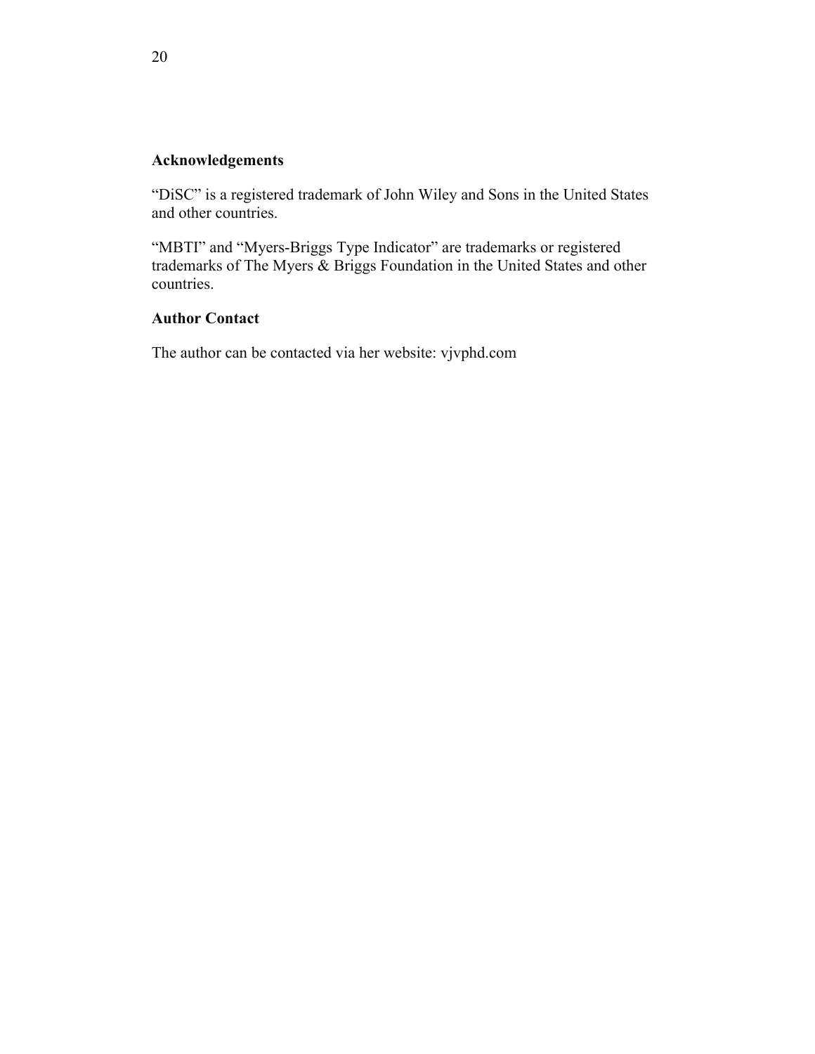### Acknowledgements

"DiSC" is a registered trademark of John Wiley and Sons in the United States and other countries.

"MBTI" and "Myers-Briggs Type Indicator" are trademarks or registered trademarks of The Myers & Briggs Foundation in the United States and other countries.

### Author Contact

The author can be contacted via her website: vjvphd.com